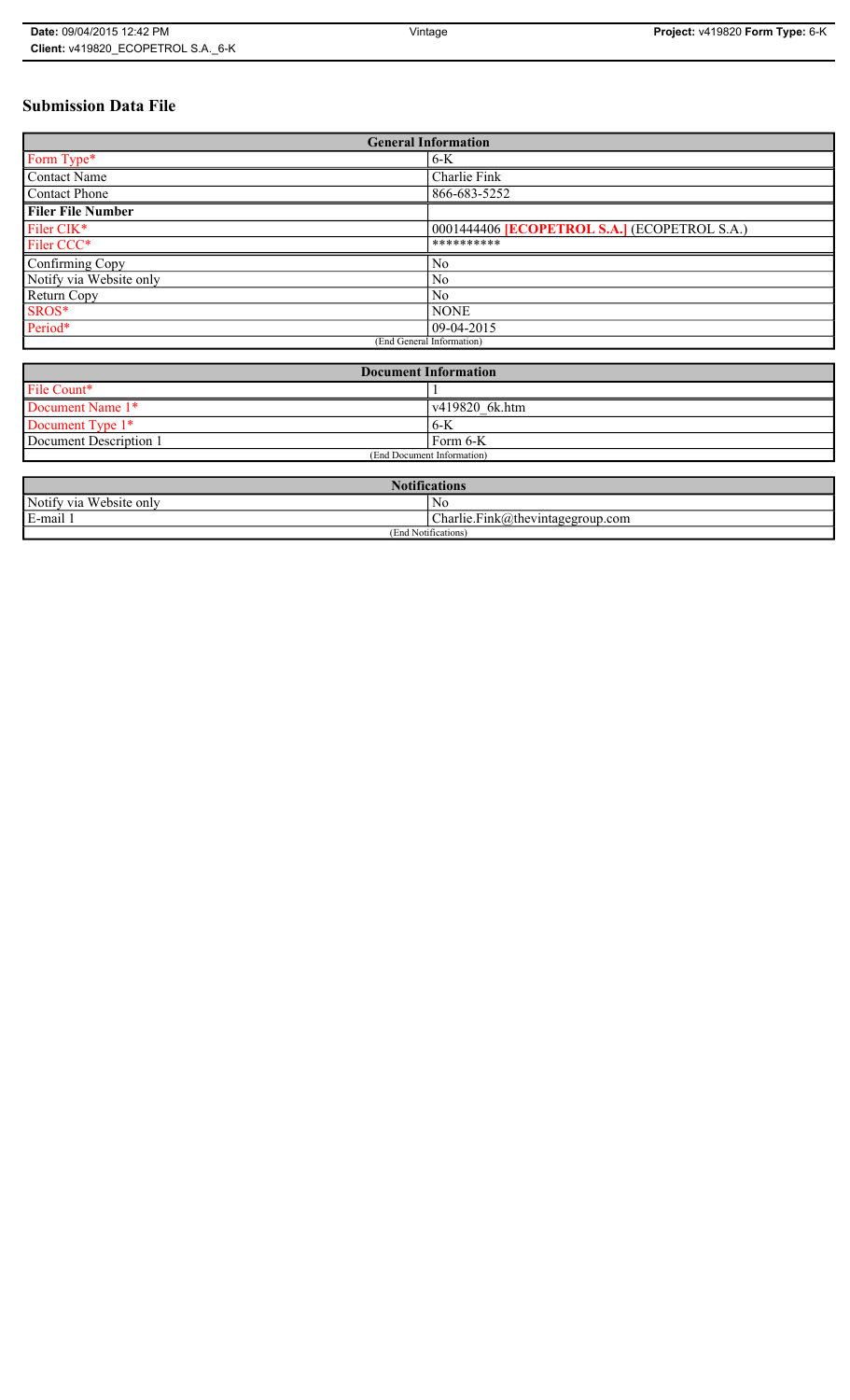# Submission Data File

| General Information | |
|---|---|
| Form Type* | 6-K |
| Contact Name | Charlie Fink |
| Contact Phone | 866-683-5252 |
| **Filer File Number** | |
| Filer CIK* | 0001444406 **[ECOPETROL S.A.]** (ECOPETROL S.A.) |
| Filer CCC* | ********** |
| Confirming Copy | No |
| Notify via Website only | No |
| Return Copy | No |
| SROS* | NONE |
| Period* | 09-04-2015 |
| (End General Information) | |

| Document Information | |
|---|---|
| File Count* | 1 |
| Document Name 1* | v419820_6k.htm |
| Document Type 1* | 6-K |
| Document Description 1 | Form 6-K |
| (End Document Information) | |

| Notifications | |
|---|---|
| Notify via Website only | No |
| E-mail 1 | Charlie.Fink@thevintagegroup.com |
| (End Notifications) | |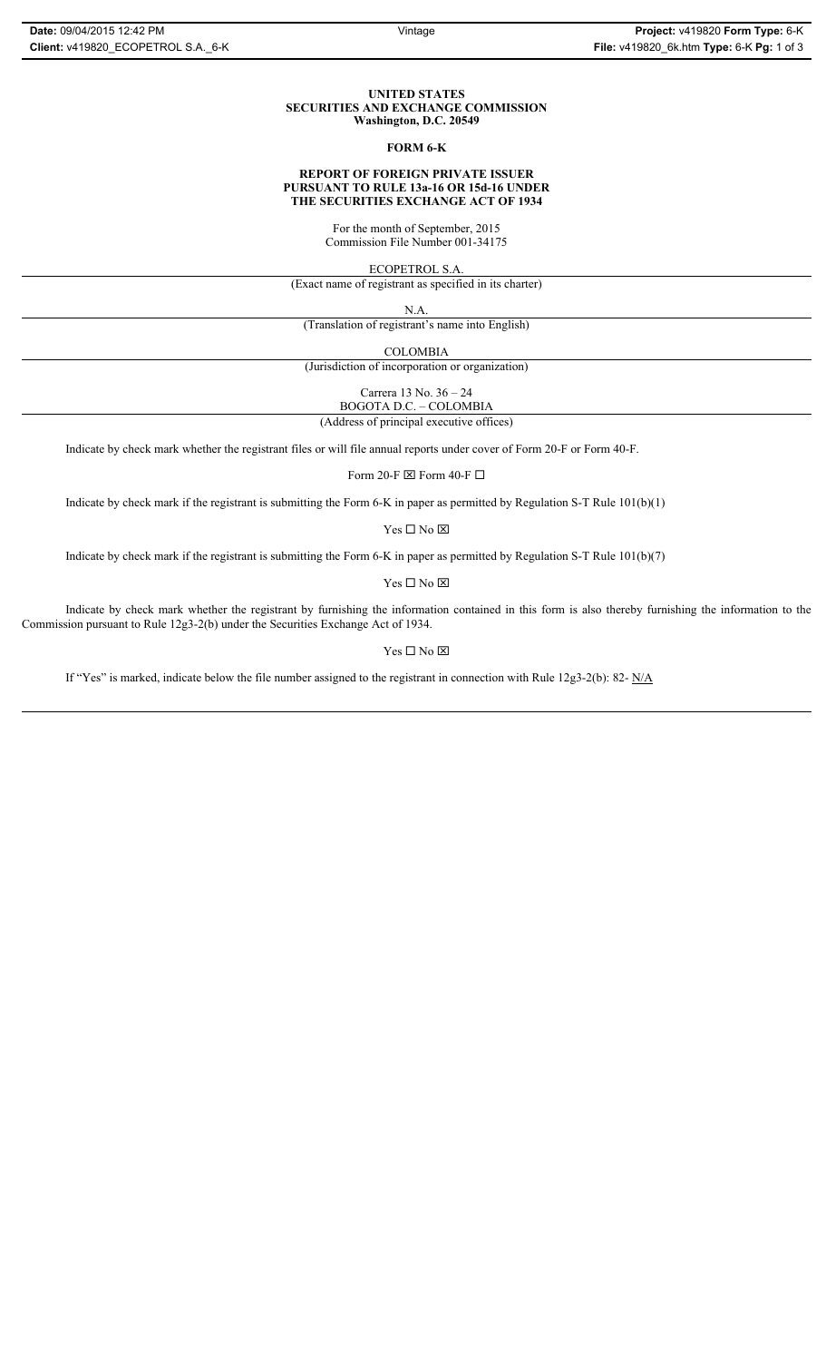**UNITED STATES**
**SECURITIES AND EXCHANGE COMMISSION**
**Washington, D.C. 20549**

**FORM 6-K**

**REPORT OF FOREIGN PRIVATE ISSUER**
**PURSUANT TO RULE 13a-16 OR 15d-16 UNDER**
**THE SECURITIES EXCHANGE ACT OF 1934**

For the month of September, 2015
Commission File Number 001-34175

ECOPETROL S.A.

(Exact name of registrant as specified in its charter)

N.A.

(Translation of registrant's name into English)

COLOMBIA

(Jurisdiction of incorporation or organization)

Carrera 13 No. 36 – 24
BOGOTA D.C. – COLOMBIA

(Address of principal executive offices)

Indicate by check mark whether the registrant files or will file annual reports under cover of Form 20-F or Form 40-F.

Form 20-F ☒ Form 40-F ☐

Indicate by check mark if the registrant is submitting the Form 6-K in paper as permitted by Regulation S-T Rule 101(b)(1)

Yes ☐ No ☒

Indicate by check mark if the registrant is submitting the Form 6-K in paper as permitted by Regulation S-T Rule 101(b)(7)

Yes ☐ No ☒

Indicate by check mark whether the registrant by furnishing the information contained in this form is also thereby furnishing the information to the Commission pursuant to Rule 12g3-2(b) under the Securities Exchange Act of 1934.

Yes ☐ No ☒

If "Yes" is marked, indicate below the file number assigned to the registrant in connection with Rule 12g3-2(b): 82- N/A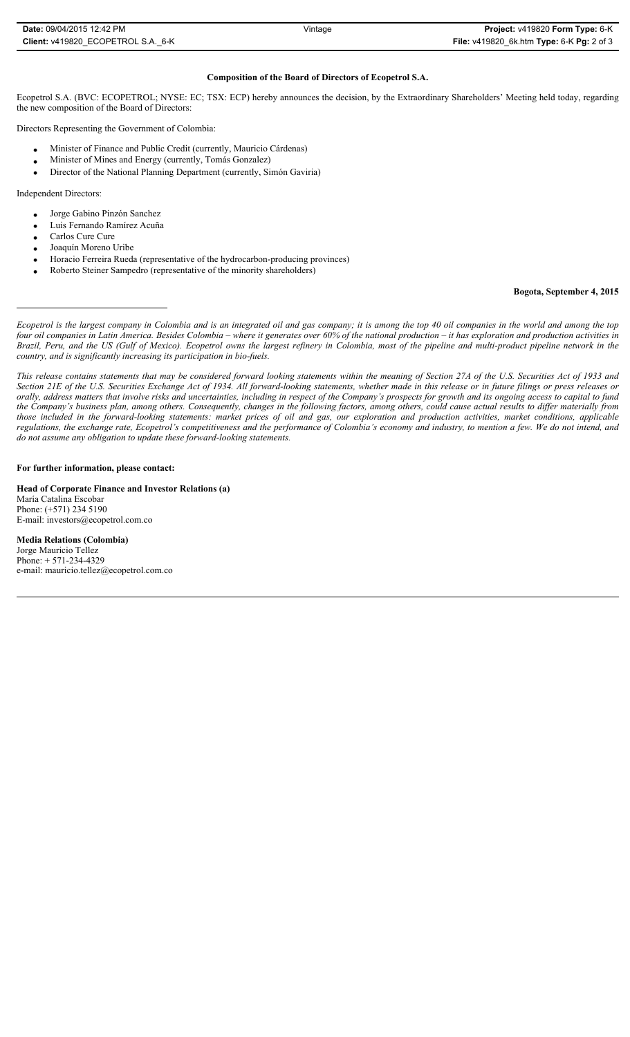**Composition of the Board of Directors of Ecopetrol S.A.**

Ecopetrol S.A. (BVC: ECOPETROL; NYSE: EC; TSX: ECP) hereby announces the decision, by the Extraordinary Shareholders' Meeting held today, regarding the new composition of the Board of Directors:

Directors Representing the Government of Colombia:

- Minister of Finance and Public Credit (currently, Mauricio Cárdenas)
- Minister of Mines and Energy (currently, Tomás Gonzalez)
- Director of the National Planning Department (currently, Simón Gaviria)

Independent Directors:

- Jorge Gabino Pinzón Sanchez
- Luis Fernando Ramírez Acuña
- Carlos Cure Cure
- Joaquín Moreno Uribe
- Horacio Ferreira Rueda (representative of the hydrocarbon-producing provinces)
- Roberto Steiner Sampedro (representative of the minority shareholders)

**Bogota, September 4, 2015**

---

*Ecopetrol is the largest company in Colombia and is an integrated oil and gas company; it is among the top 40 oil companies in the world and among the top four oil companies in Latin America. Besides Colombia – where it generates over 60% of the national production – it has exploration and production activities in Brazil, Peru, and the US (Gulf of Mexico). Ecopetrol owns the largest refinery in Colombia, most of the pipeline and multi-product pipeline network in the country, and is significantly increasing its participation in bio-fuels.*

*This release contains statements that may be considered forward looking statements within the meaning of Section 27A of the U.S. Securities Act of 1933 and Section 21E of the U.S. Securities Exchange Act of 1934. All forward-looking statements, whether made in this release or in future filings or press releases or orally, address matters that involve risks and uncertainties, including in respect of the Company's prospects for growth and its ongoing access to capital to fund the Company's business plan, among others. Consequently, changes in the following factors, among others, could cause actual results to differ materially from those included in the forward-looking statements: market prices of oil and gas, our exploration and production activities, market conditions, applicable regulations, the exchange rate, Ecopetrol's competitiveness and the performance of Colombia's economy and industry, to mention a few. We do not intend, and do not assume any obligation to update these forward-looking statements.*

**For further information, please contact:**

**Head of Corporate Finance and Investor Relations (a)**
María Catalina Escobar
Phone: (+571) 234 5190
E-mail: investors@ecopetrol.com.co

**Media Relations (Colombia)**
Jorge Mauricio Tellez
Phone: + 571-234-4329
e-mail: mauricio.tellez@ecopetrol.com.co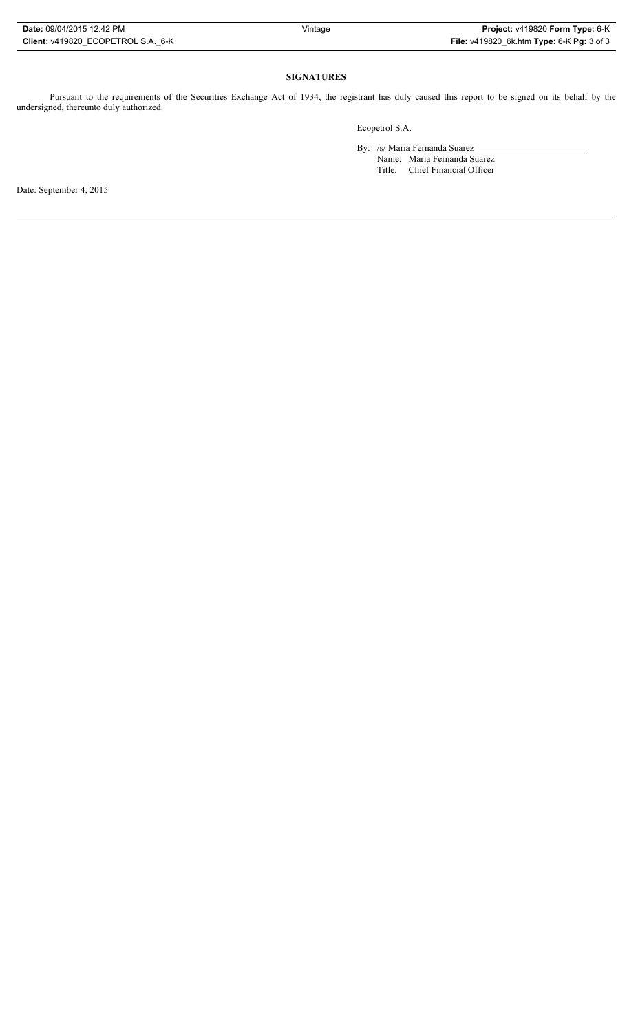## SIGNATURES

Pursuant to the requirements of the Securities Exchange Act of 1934, the registrant has duly caused this report to be signed on its behalf by the undersigned, thereunto duly authorized.

Ecopetrol S.A.

By: /s/ Maria Fernanda Suarez

Name: Maria Fernanda Suarez

Title: Chief Financial Officer

Date: September 4, 2015